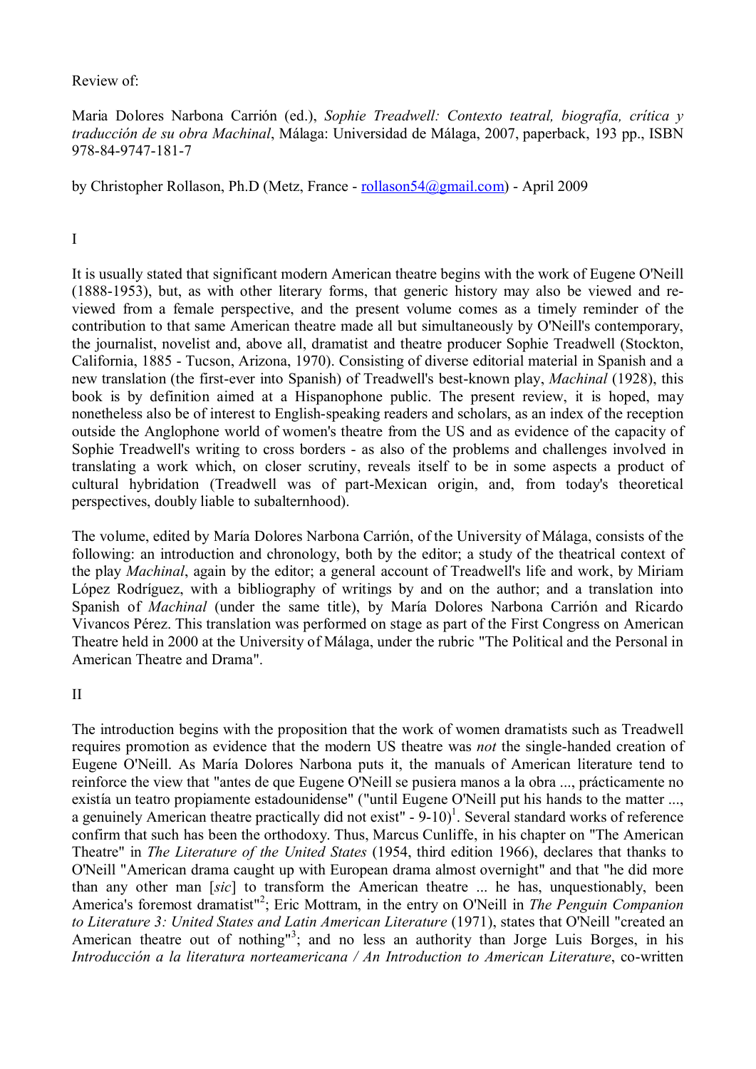Review of:

Maria Dolores Narbona Carrión (ed.), *Sophie Treadwell: Contexto teatral, biografía, crítica y traducción de su obra Machinal*, Málaga: Universidad de Málaga, 2007, paperback, 193 pp., ISBN 978-84-9747-181-7

by Christopher Rollason, Ph.D (Metz, France - rollason54@gmail.com) - April 2009

I

It is usually stated that significant modern American theatre begins with the work of Eugene O'Neill (1888-1953), but, as with other literary forms, that generic history may also be viewed and re-viewed from a female perspective, and the present volume comes as a timely reminder of the contribution to that same American theatre made all but simultaneously by O'Neill's contemporary, the journalist, novelist and, above all, dramatist and theatre producer Sophie Treadwell (Stockton, California, 1885 - Tucson, Arizona, 1970). Consisting of diverse editorial material in Spanish and a new translation (the first-ever into Spanish) of Treadwell's best-known play, *Machinal* (1928), this book is by definition aimed at a Hispanophone public. The present review, it is hoped, may nonetheless also be of interest to English-speaking readers and scholars, as an index of the reception outside the Anglophone world of women's theatre from the US and as evidence of the capacity of Sophie Treadwell's writing to cross borders - as also of the problems and challenges involved in translating a work which, on closer scrutiny, reveals itself to be in some aspects a product of cultural hybridation (Treadwell was of part-Mexican origin, and, from today's theoretical perspectives, doubly liable to subalternhood).

The volume, edited by María Dolores Narbona Carrión, of the University of Málaga, consists of the following: an introduction and chronology, both by the editor; a study of the theatrical context of the play *Machinal*, again by the editor; a general account of Treadwell's life and work, by Miriam López Rodríguez, with a bibliography of writings by and on the author; and a translation into Spanish of *Machinal* (under the same title), by María Dolores Narbona Carrión and Ricardo Vivancos Pérez. This translation was performed on stage as part of the First Congress on American Theatre held in 2000 at the University of Málaga, under the rubric "The Political and the Personal in American Theatre and Drama".

II

The introduction begins with the proposition that the work of women dramatists such as Treadwell requires promotion as evidence that the modern US theatre was *not* the single-handed creation of Eugene O'Neill. As María Dolores Narbona puts it, the manuals of American literature tend to reinforce the view that "antes de que Eugene O'Neill se pusiera manos a la obra ..., prácticamente no existía un teatro propiamente estadounidense" ("until Eugene O'Neill put his hands to the matter ..., a genuinely American theatre practically did not exist" - 9-10)[1]. Several standard works of reference confirm that such has been the orthodoxy. Thus, Marcus Cunliffe, in his chapter on "The American Theatre" in *The Literature of the United States* (1954, third edition 1966), declares that thanks to O'Neill "American drama caught up with European drama almost overnight" and that "he did more than any other man [*sic*] to transform the American theatre ... he has, unquestionably, been America's foremost dramatist"[2]; Eric Mottram, in the entry on O'Neill in *The Penguin Companion to Literature 3: United States and Latin American Literature* (1971), states that O'Neill "created an American theatre out of nothing"[3]; and no less an authority than Jorge Luis Borges, in his *Introducción a la literatura norteamericana / An Introduction to American Literature*, co-written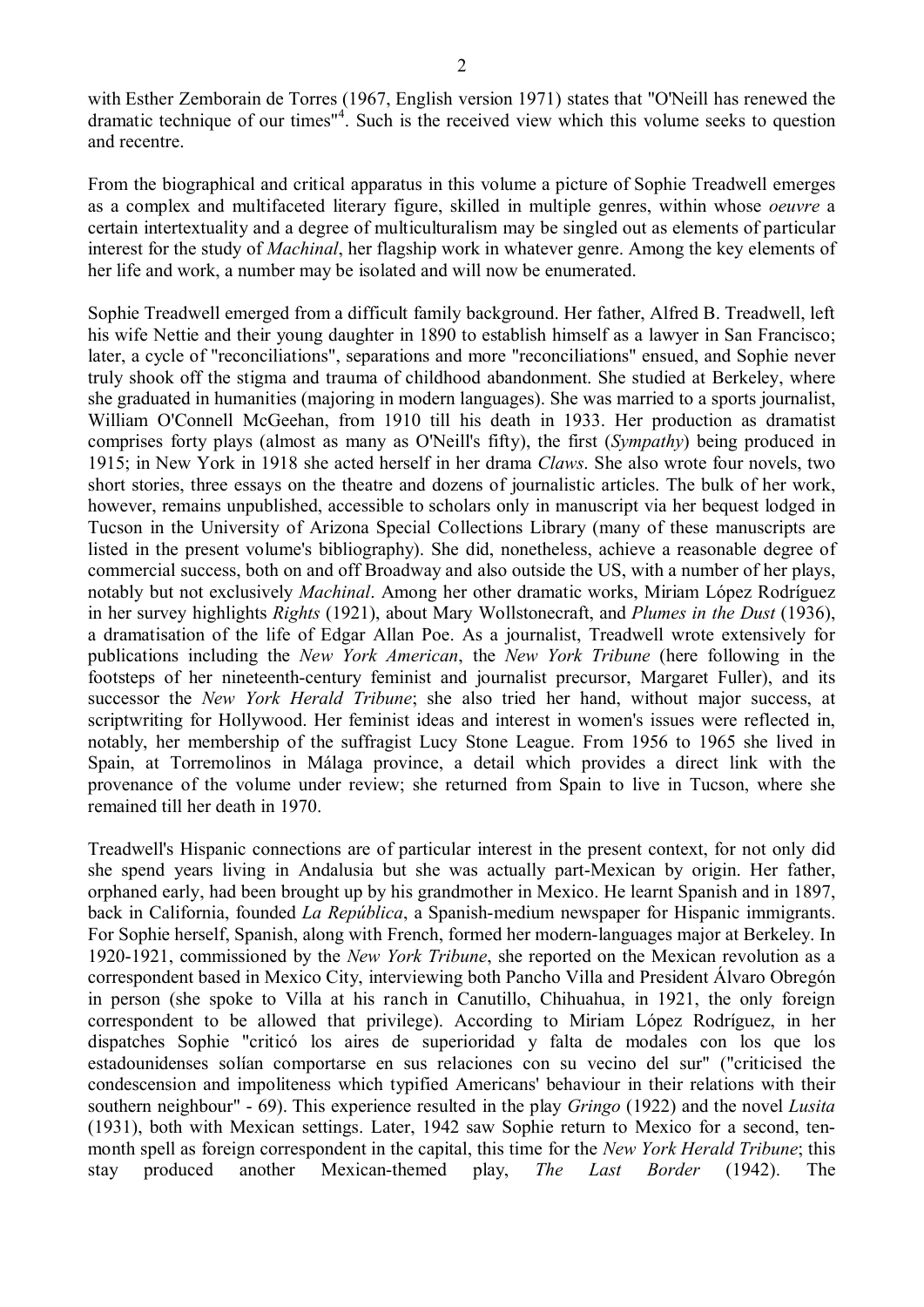with Esther Zemborain de Torres (1967, English version 1971) states that "O'Neill has renewed the dramatic technique of our times"[4]. Such is the received view which this volume seeks to question and recentre.

From the biographical and critical apparatus in this volume a picture of Sophie Treadwell emerges as a complex and multifaceted literary figure, skilled in multiple genres, within whose *oeuvre* a certain intertextuality and a degree of multiculturalism may be singled out as elements of particular interest for the study of *Machinal*, her flagship work in whatever genre. Among the key elements of her life and work, a number may be isolated and will now be enumerated.

Sophie Treadwell emerged from a difficult family background. Her father, Alfred B. Treadwell, left his wife Nettie and their young daughter in 1890 to establish himself as a lawyer in San Francisco; later, a cycle of "reconciliations", separations and more "reconciliations" ensued, and Sophie never truly shook off the stigma and trauma of childhood abandonment. She studied at Berkeley, where she graduated in humanities (majoring in modern languages). She was married to a sports journalist, William O'Connell McGeehan, from 1910 till his death in 1933. Her production as dramatist comprises forty plays (almost as many as O'Neill's fifty), the first (*Sympathy*) being produced in 1915; in New York in 1918 she acted herself in her drama *Claws*. She also wrote four novels, two short stories, three essays on the theatre and dozens of journalistic articles. The bulk of her work, however, remains unpublished, accessible to scholars only in manuscript via her bequest lodged in Tucson in the University of Arizona Special Collections Library (many of these manuscripts are listed in the present volume's bibliography). She did, nonetheless, achieve a reasonable degree of commercial success, both on and off Broadway and also outside the US, with a number of her plays, notably but not exclusively *Machinal*. Among her other dramatic works, Miriam López Rodríguez in her survey highlights *Rights* (1921), about Mary Wollstonecraft, and *Plumes in the Dust* (1936), a dramatisation of the life of Edgar Allan Poe. As a journalist, Treadwell wrote extensively for publications including the *New York American*, the *New York Tribune* (here following in the footsteps of her nineteenth-century feminist and journalist precursor, Margaret Fuller), and its successor the *New York Herald Tribune*; she also tried her hand, without major success, at scriptwriting for Hollywood. Her feminist ideas and interest in women's issues were reflected in, notably, her membership of the suffragist Lucy Stone League. From 1956 to 1965 she lived in Spain, at Torremolinos in Málaga province, a detail which provides a direct link with the provenance of the volume under review; she returned from Spain to live in Tucson, where she remained till her death in 1970.

Treadwell's Hispanic connections are of particular interest in the present context, for not only did she spend years living in Andalusia but she was actually part-Mexican by origin. Her father, orphaned early, had been brought up by his grandmother in Mexico. He learnt Spanish and in 1897, back in California, founded *La República*, a Spanish-medium newspaper for Hispanic immigrants. For Sophie herself, Spanish, along with French, formed her modern-languages major at Berkeley. In 1920-1921, commissioned by the *New York Tribune*, she reported on the Mexican revolution as a correspondent based in Mexico City, interviewing both Pancho Villa and President Álvaro Obregón in person (she spoke to Villa at his ranch in Canutillo, Chihuahua, in 1921, the only foreign correspondent to be allowed that privilege). According to Miriam López Rodríguez, in her dispatches Sophie "criticó los aires de superioridad y falta de modales con los que los estadounidenses solían comportarse en sus relaciones con su vecino del sur" ("criticised the condescension and impoliteness which typified Americans' behaviour in their relations with their southern neighbour" - 69). This experience resulted in the play *Gringo* (1922) and the novel *Lusita* (1931), both with Mexican settings. Later, 1942 saw Sophie return to Mexico for a second, ten-month spell as foreign correspondent in the capital, this time for the *New York Herald Tribune*; this stay produced another Mexican-themed play, *The Last Border* (1942). The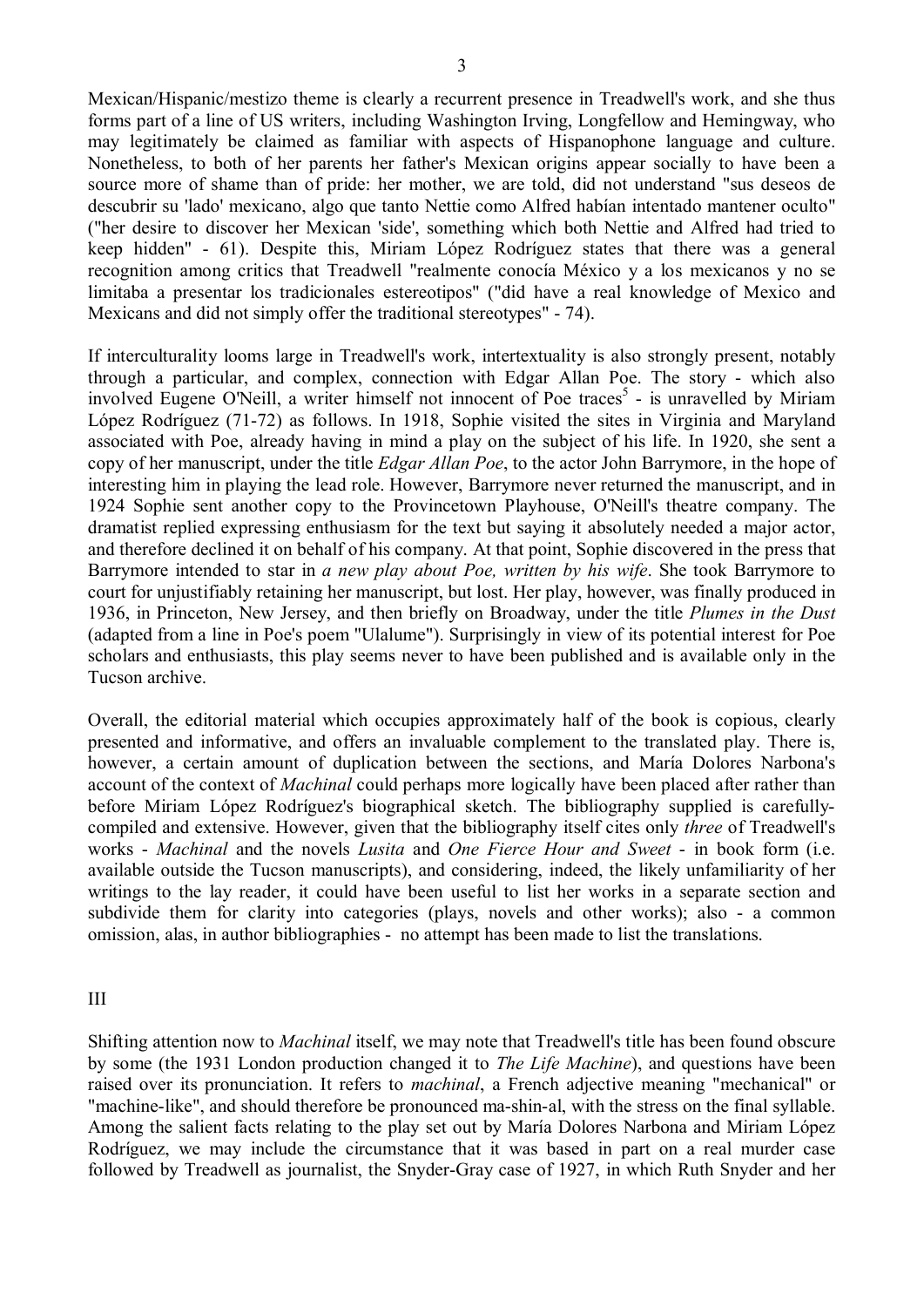Mexican/Hispanic/mestizo theme is clearly a recurrent presence in Treadwell's work, and she thus forms part of a line of US writers, including Washington Irving, Longfellow and Hemingway, who may legitimately be claimed as familiar with aspects of Hispanophone language and culture. Nonetheless, to both of her parents her father's Mexican origins appear socially to have been a source more of shame than of pride: her mother, we are told, did not understand "sus deseos de descubrir su 'lado' mexicano, algo que tanto Nettie como Alfred habían intentado mantener oculto" ("her desire to discover her Mexican 'side', something which both Nettie and Alfred had tried to keep hidden" - 61). Despite this, Miriam López Rodríguez states that there was a general recognition among critics that Treadwell "realmente conocía México y a los mexicanos y no se limitaba a presentar los tradicionales estereotipos" ("did have a real knowledge of Mexico and Mexicans and did not simply offer the traditional stereotypes" - 74).

If interculturality looms large in Treadwell's work, intertextuality is also strongly present, notably through a particular, and complex, connection with Edgar Allan Poe. The story - which also involved Eugene O'Neill, a writer himself not innocent of Poe traces[5] - is unravelled by Miriam López Rodríguez (71-72) as follows. In 1918, Sophie visited the sites in Virginia and Maryland associated with Poe, already having in mind a play on the subject of his life. In 1920, she sent a copy of her manuscript, under the title *Edgar Allan Poe*, to the actor John Barrymore, in the hope of interesting him in playing the lead role. However, Barrymore never returned the manuscript, and in 1924 Sophie sent another copy to the Provincetown Playhouse, O'Neill's theatre company. The dramatist replied expressing enthusiasm for the text but saying it absolutely needed a major actor, and therefore declined it on behalf of his company. At that point, Sophie discovered in the press that Barrymore intended to star in *a new play about Poe, written by his wife*. She took Barrymore to court for unjustifiably retaining her manuscript, but lost. Her play, however, was finally produced in 1936, in Princeton, New Jersey, and then briefly on Broadway, under the title *Plumes in the Dust* (adapted from a line in Poe's poem "Ulalume"). Surprisingly in view of its potential interest for Poe scholars and enthusiasts, this play seems never to have been published and is available only in the Tucson archive.

Overall, the editorial material which occupies approximately half of the book is copious, clearly presented and informative, and offers an invaluable complement to the translated play. There is, however, a certain amount of duplication between the sections, and María Dolores Narbona's account of the context of *Machinal* could perhaps more logically have been placed after rather than before Miriam López Rodríguez's biographical sketch. The bibliography supplied is carefully-compiled and extensive. However, given that the bibliography itself cites only *three* of Treadwell's works - *Machinal* and the novels *Lusita* and *One Fierce Hour and Sweet* - in book form (i.e. available outside the Tucson manuscripts), and considering, indeed, the likely unfamiliarity of her writings to the lay reader, it could have been useful to list her works in a separate section and subdivide them for clarity into categories (plays, novels and other works); also - a common omission, alas, in author bibliographies - no attempt has been made to list the translations.

## III

Shifting attention now to *Machinal* itself, we may note that Treadwell's title has been found obscure by some (the 1931 London production changed it to *The Life Machine*), and questions have been raised over its pronunciation. It refers to *machinal*, a French adjective meaning "mechanical" or "machine-like", and should therefore be pronounced ma-shin-al, with the stress on the final syllable. Among the salient facts relating to the play set out by María Dolores Narbona and Miriam López Rodríguez, we may include the circumstance that it was based in part on a real murder case followed by Treadwell as journalist, the Snyder-Gray case of 1927, in which Ruth Snyder and her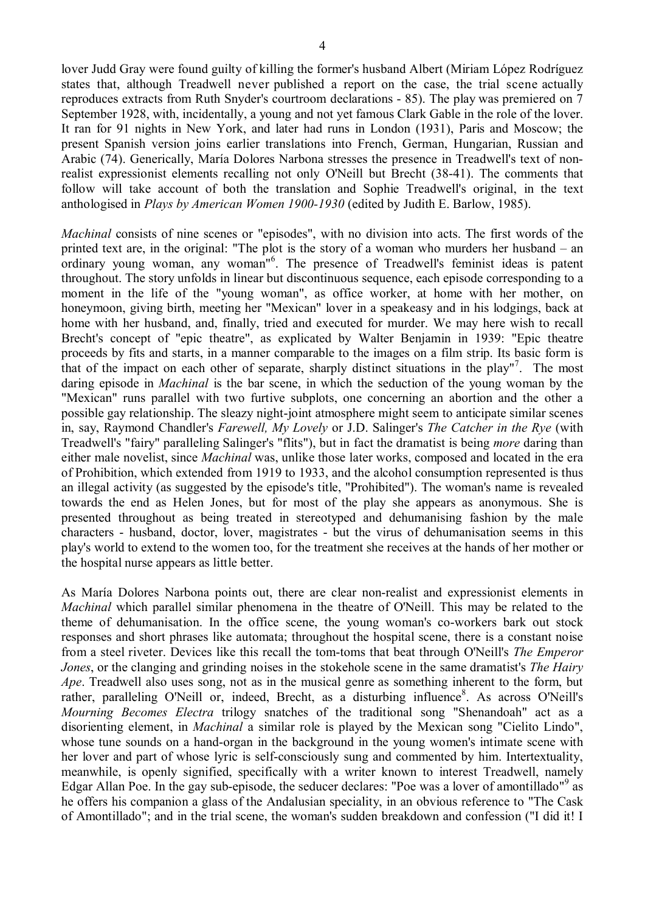lover Judd Gray were found guilty of killing the former's husband Albert (Miriam López Rodríguez states that, although Treadwell never published a report on the case, the trial scene actually reproduces extracts from Ruth Snyder's courtroom declarations - 85). The play was premiered on 7 September 1928, with, incidentally, a young and not yet famous Clark Gable in the role of the lover. It ran for 91 nights in New York, and later had runs in London (1931), Paris and Moscow; the present Spanish version joins earlier translations into French, German, Hungarian, Russian and Arabic (74). Generically, María Dolores Narbona stresses the presence in Treadwell's text of non-realist expressionist elements recalling not only O'Neill but Brecht (38-41). The comments that follow will take account of both the translation and Sophie Treadwell's original, in the text anthologised in *Plays by American Women 1900-1930* (edited by Judith E. Barlow, 1985).

*Machinal* consists of nine scenes or "episodes", with no division into acts. The first words of the printed text are, in the original: "The plot is the story of a woman who murders her husband – an ordinary young woman, any woman"[6]. The presence of Treadwell's feminist ideas is patent throughout. The story unfolds in linear but discontinuous sequence, each episode corresponding to a moment in the life of the "young woman", as office worker, at home with her mother, on honeymoon, giving birth, meeting her "Mexican" lover in a speakeasy and in his lodgings, back at home with her husband, and, finally, tried and executed for murder. We may here wish to recall Brecht's concept of "epic theatre", as explicated by Walter Benjamin in 1939: "Epic theatre proceeds by fits and starts, in a manner comparable to the images on a film strip. Its basic form is that of the impact on each other of separate, sharply distinct situations in the play"[7]. The most daring episode in *Machinal* is the bar scene, in which the seduction of the young woman by the "Mexican" runs parallel with two furtive subplots, one concerning an abortion and the other a possible gay relationship. The sleazy night-joint atmosphere might seem to anticipate similar scenes in, say, Raymond Chandler's *Farewell, My Lovely* or J.D. Salinger's *The Catcher in the Rye* (with Treadwell's "fairy" paralleling Salinger's "flits"), but in fact the dramatist is being *more* daring than either male novelist, since *Machinal* was, unlike those later works, composed and located in the era of Prohibition, which extended from 1919 to 1933, and the alcohol consumption represented is thus an illegal activity (as suggested by the episode's title, "Prohibited"). The woman's name is revealed towards the end as Helen Jones, but for most of the play she appears as anonymous. She is presented throughout as being treated in stereotyped and dehumanising fashion by the male characters - husband, doctor, lover, magistrates - but the virus of dehumanisation seems in this play's world to extend to the women too, for the treatment she receives at the hands of her mother or the hospital nurse appears as little better.

As María Dolores Narbona points out, there are clear non-realist and expressionist elements in *Machinal* which parallel similar phenomena in the theatre of O'Neill. This may be related to the theme of dehumanisation. In the office scene, the young woman's co-workers bark out stock responses and short phrases like automata; throughout the hospital scene, there is a constant noise from a steel riveter. Devices like this recall the tom-toms that beat through O'Neill's *The Emperor Jones*, or the clanging and grinding noises in the stokehole scene in the same dramatist's *The Hairy Ape*. Treadwell also uses song, not as in the musical genre as something inherent to the form, but rather, paralleling O'Neill or, indeed, Brecht, as a disturbing influence[8]. As across O'Neill's *Mourning Becomes Electra* trilogy snatches of the traditional song "Shenandoah" act as a disorienting element, in *Machinal* a similar role is played by the Mexican song "Cielito Lindo", whose tune sounds on a hand-organ in the background in the young women's intimate scene with her lover and part of whose lyric is self-consciously sung and commented by him. Intertextuality, meanwhile, is openly signified, specifically with a writer known to interest Treadwell, namely Edgar Allan Poe. In the gay sub-episode, the seducer declares: "Poe was a lover of amontillado"[9] as he offers his companion a glass of the Andalusian speciality, in an obvious reference to "The Cask of Amontillado"; and in the trial scene, the woman's sudden breakdown and confession ("I did it! I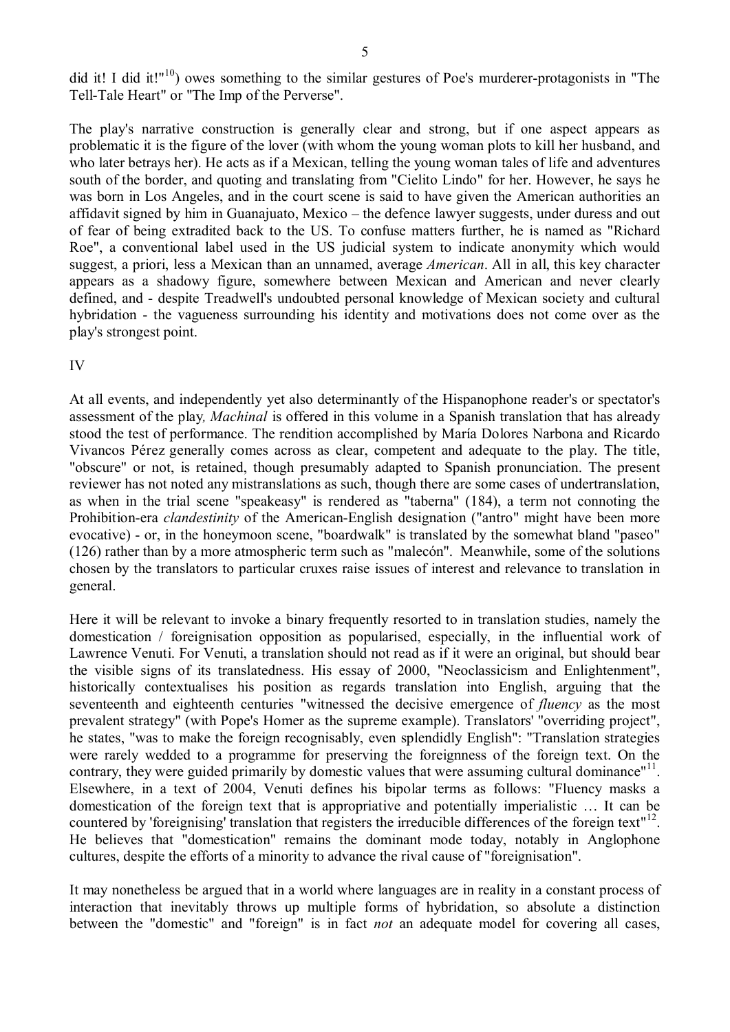did it! I did it!"[10]) owes something to the similar gestures of Poe's murderer-protagonists in "The Tell-Tale Heart" or "The Imp of the Perverse".

The play's narrative construction is generally clear and strong, but if one aspect appears as problematic it is the figure of the lover (with whom the young woman plots to kill her husband, and who later betrays her). He acts as if a Mexican, telling the young woman tales of life and adventures south of the border, and quoting and translating from "Cielito Lindo" for her. However, he says he was born in Los Angeles, and in the court scene is said to have given the American authorities an affidavit signed by him in Guanajuato, Mexico – the defence lawyer suggests, under duress and out of fear of being extradited back to the US. To confuse matters further, he is named as "Richard Roe", a conventional label used in the US judicial system to indicate anonymity which would suggest, a priori, less a Mexican than an unnamed, average *American*. All in all, this key character appears as a shadowy figure, somewhere between Mexican and American and never clearly defined, and - despite Treadwell's undoubted personal knowledge of Mexican society and cultural hybridation - the vagueness surrounding his identity and motivations does not come over as the play's strongest point.

## IV

At all events, and independently yet also determinantly of the Hispanophone reader's or spectator's assessment of the play, *Machinal* is offered in this volume in a Spanish translation that has already stood the test of performance. The rendition accomplished by María Dolores Narbona and Ricardo Vivancos Pérez generally comes across as clear, competent and adequate to the play. The title, "obscure" or not, is retained, though presumably adapted to Spanish pronunciation. The present reviewer has not noted any mistranslations as such, though there are some cases of undertranslation, as when in the trial scene "speakeasy" is rendered as "taberna" (184), a term not connoting the Prohibition-era *clandestinity* of the American-English designation ("antro" might have been more evocative) - or, in the honeymoon scene, "boardwalk" is translated by the somewhat bland "paseo" (126) rather than by a more atmospheric term such as "malecón". Meanwhile, some of the solutions chosen by the translators to particular cruxes raise issues of interest and relevance to translation in general.

Here it will be relevant to invoke a binary frequently resorted to in translation studies, namely the domestication / foreignisation opposition as popularised, especially, in the influential work of Lawrence Venuti. For Venuti, a translation should not read as if it were an original, but should bear the visible signs of its translatedness. His essay of 2000, "Neoclassicism and Enlightenment", historically contextualises his position as regards translation into English, arguing that the seventeenth and eighteenth centuries "witnessed the decisive emergence of *fluency* as the most prevalent strategy" (with Pope's Homer as the supreme example). Translators' "overriding project", he states, "was to make the foreign recognisably, even splendidly English": "Translation strategies were rarely wedded to a programme for preserving the foreignness of the foreign text. On the contrary, they were guided primarily by domestic values that were assuming cultural dominance"[11]. Elsewhere, in a text of 2004, Venuti defines his bipolar terms as follows: "Fluency masks a domestication of the foreign text that is appropriative and potentially imperialistic … It can be countered by 'foreignising' translation that registers the irreducible differences of the foreign text"[12]. He believes that "domestication" remains the dominant mode today, notably in Anglophone cultures, despite the efforts of a minority to advance the rival cause of "foreignisation".

It may nonetheless be argued that in a world where languages are in reality in a constant process of interaction that inevitably throws up multiple forms of hybridation, so absolute a distinction between the "domestic" and "foreign" is in fact *not* an adequate model for covering all cases,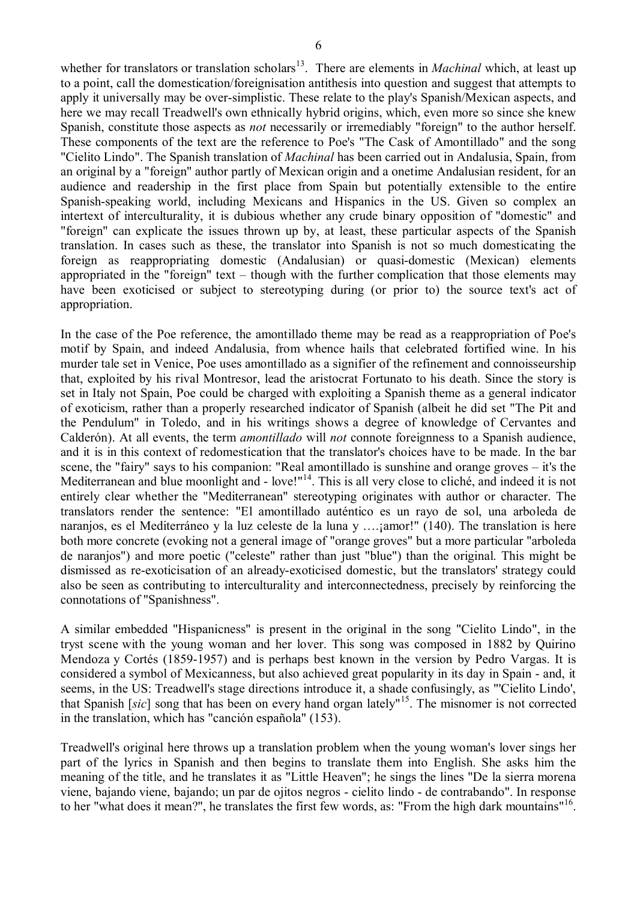whether for translators or translation scholars[13]. There are elements in *Machinal* which, at least up to a point, call the domestication/foreignisation antithesis into question and suggest that attempts to apply it universally may be over-simplistic. These relate to the play's Spanish/Mexican aspects, and here we may recall Treadwell's own ethnically hybrid origins, which, even more so since she knew Spanish, constitute those aspects as *not* necessarily or irremediably "foreign" to the author herself. These components of the text are the reference to Poe's "The Cask of Amontillado" and the song "Cielito Lindo". The Spanish translation of *Machinal* has been carried out in Andalusia, Spain, from an original by a "foreign" author partly of Mexican origin and a onetime Andalusian resident, for an audience and readership in the first place from Spain but potentially extensible to the entire Spanish-speaking world, including Mexicans and Hispanics in the US. Given so complex an intertext of interculturality, it is dubious whether any crude binary opposition of "domestic" and "foreign" can explicate the issues thrown up by, at least, these particular aspects of the Spanish translation. In cases such as these, the translator into Spanish is not so much domesticating the foreign as reappropriating domestic (Andalusian) or quasi-domestic (Mexican) elements appropriated in the "foreign" text – though with the further complication that those elements may have been exoticised or subject to stereotyping during (or prior to) the source text's act of appropriation.

In the case of the Poe reference, the amontillado theme may be read as a reappropriation of Poe's motif by Spain, and indeed Andalusia, from whence hails that celebrated fortified wine. In his murder tale set in Venice, Poe uses amontillado as a signifier of the refinement and connoisseurship that, exploited by his rival Montresor, lead the aristocrat Fortunato to his death. Since the story is set in Italy not Spain, Poe could be charged with exploiting a Spanish theme as a general indicator of exoticism, rather than a properly researched indicator of Spanish (albeit he did set "The Pit and the Pendulum" in Toledo, and in his writings shows a degree of knowledge of Cervantes and Calderón). At all events, the term *amontillado* will *not* connote foreignness to a Spanish audience, and it is in this context of redomestication that the translator's choices have to be made. In the bar scene, the "fairy" says to his companion: "Real amontillado is sunshine and orange groves – it's the Mediterranean and blue moonlight and - love!"[14]. This is all very close to cliché, and indeed it is not entirely clear whether the "Mediterranean" stereotyping originates with author or character. The translators render the sentence: "El amontillado auténtico es un rayo de sol, una arboleda de naranjos, es el Mediterráneo y la luz celeste de la luna y ….¡amor!" (140). The translation is here both more concrete (evoking not a general image of "orange groves" but a more particular "arboleda de naranjos") and more poetic ("celeste" rather than just "blue") than the original. This might be dismissed as re-exoticisation of an already-exoticised domestic, but the translators' strategy could also be seen as contributing to interculturality and interconnectedness, precisely by reinforcing the connotations of "Spanishness".

A similar embedded "Hispanicness" is present in the original in the song "Cielito Lindo", in the tryst scene with the young woman and her lover. This song was composed in 1882 by Quirino Mendoza y Cortés (1859-1957) and is perhaps best known in the version by Pedro Vargas. It is considered a symbol of Mexicanness, but also achieved great popularity in its day in Spain - and, it seems, in the US: Treadwell's stage directions introduce it, a shade confusingly, as "'Cielito Lindo', that Spanish [*sic*] song that has been on every hand organ lately"[15]. The misnomer is not corrected in the translation, which has "canción española" (153).

Treadwell's original here throws up a translation problem when the young woman's lover sings her part of the lyrics in Spanish and then begins to translate them into English. She asks him the meaning of the title, and he translates it as "Little Heaven"; he sings the lines "De la sierra morena viene, bajando viene, bajando; un par de ojitos negros - cielito lindo - de contrabando". In response to her "what does it mean?", he translates the first few words, as: "From the high dark mountains"[16].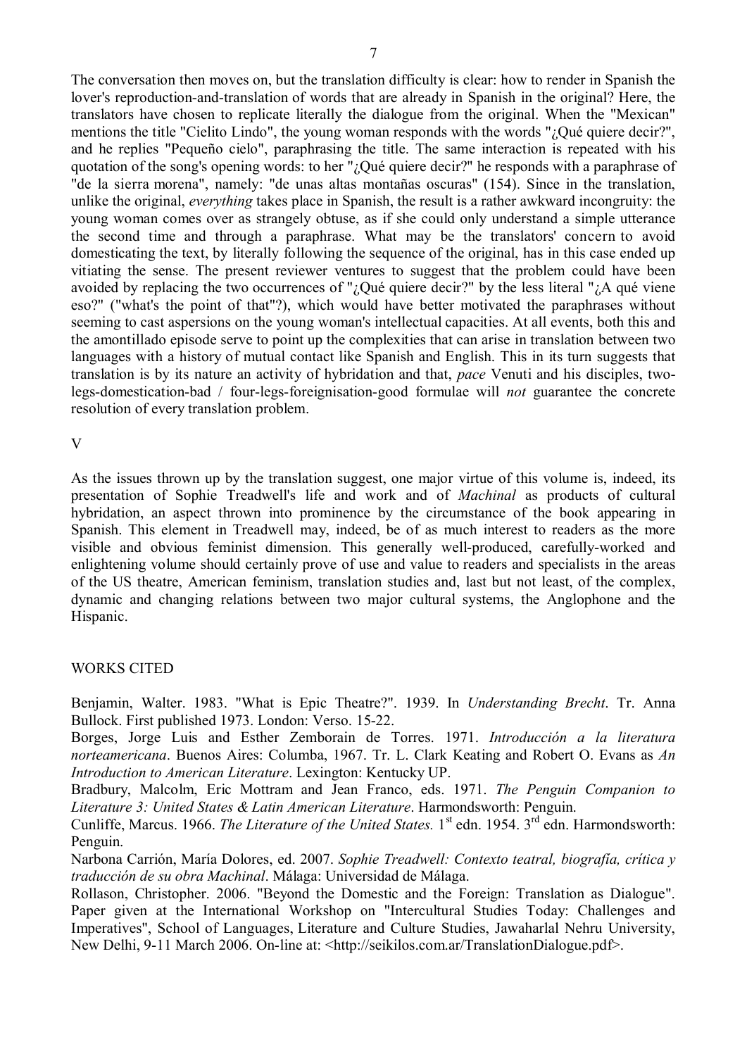The conversation then moves on, but the translation difficulty is clear: how to render in Spanish the lover's reproduction-and-translation of words that are already in Spanish in the original? Here, the translators have chosen to replicate literally the dialogue from the original. When the "Mexican" mentions the title "Cielito Lindo", the young woman responds with the words "¿Qué quiere decir?", and he replies "Pequeño cielo", paraphrasing the title. The same interaction is repeated with his quotation of the song's opening words: to her "¿Qué quiere decir?" he responds with a paraphrase of "de la sierra morena", namely: "de unas altas montañas oscuras" (154). Since in the translation, unlike the original, *everything* takes place in Spanish, the result is a rather awkward incongruity: the young woman comes over as strangely obtuse, as if she could only understand a simple utterance the second time and through a paraphrase. What may be the translators' concern to avoid domesticating the text, by literally following the sequence of the original, has in this case ended up vitiating the sense. The present reviewer ventures to suggest that the problem could have been avoided by replacing the two occurrences of "¿Qué quiere decir?" by the less literal "¿A qué viene eso?" ("what's the point of that"?), which would have better motivated the paraphrases without seeming to cast aspersions on the young woman's intellectual capacities. At all events, both this and the amontillado episode serve to point up the complexities that can arise in translation between two languages with a history of mutual contact like Spanish and English. This in its turn suggests that translation is by its nature an activity of hybridation and that, *pace* Venuti and his disciples, two-legs-domestication-bad / four-legs-foreignisation-good formulae will *not* guarantee the concrete resolution of every translation problem.

## V

As the issues thrown up by the translation suggest, one major virtue of this volume is, indeed, its presentation of Sophie Treadwell's life and work and of *Machinal* as products of cultural hybridation, an aspect thrown into prominence by the circumstance of the book appearing in Spanish. This element in Treadwell may, indeed, be of as much interest to readers as the more visible and obvious feminist dimension. This generally well-produced, carefully-worked and enlightening volume should certainly prove of use and value to readers and specialists in the areas of the US theatre, American feminism, translation studies and, last but not least, of the complex, dynamic and changing relations between two major cultural systems, the Anglophone and the Hispanic.

## WORKS CITED

Benjamin, Walter. 1983. "What is Epic Theatre?". 1939. In *Understanding Brecht*. Tr. Anna Bullock. First published 1973. London: Verso. 15-22.

Borges, Jorge Luis and Esther Zemborain de Torres. 1971. *Introducción a la literatura norteamericana*. Buenos Aires: Columba, 1967. Tr. L. Clark Keating and Robert O. Evans as *An Introduction to American Literature*. Lexington: Kentucky UP.

Bradbury, Malcolm, Eric Mottram and Jean Franco, eds. 1971. *The Penguin Companion to Literature 3: United States & Latin American Literature*. Harmondsworth: Penguin.

Cunliffe, Marcus. 1966. *The Literature of the United States.* 1st edn. 1954. 3rd edn. Harmondsworth: Penguin.

Narbona Carrión, María Dolores, ed. 2007. *Sophie Treadwell: Contexto teatral, biografía, crítica y traducción de su obra Machinal*. Málaga: Universidad de Málaga.

Rollason, Christopher. 2006. "Beyond the Domestic and the Foreign: Translation as Dialogue". Paper given at the International Workshop on "Intercultural Studies Today: Challenges and Imperatives", School of Languages, Literature and Culture Studies, Jawaharlal Nehru University, New Delhi, 9-11 March 2006. On-line at: <http://seikilos.com.ar/TranslationDialogue.pdf>.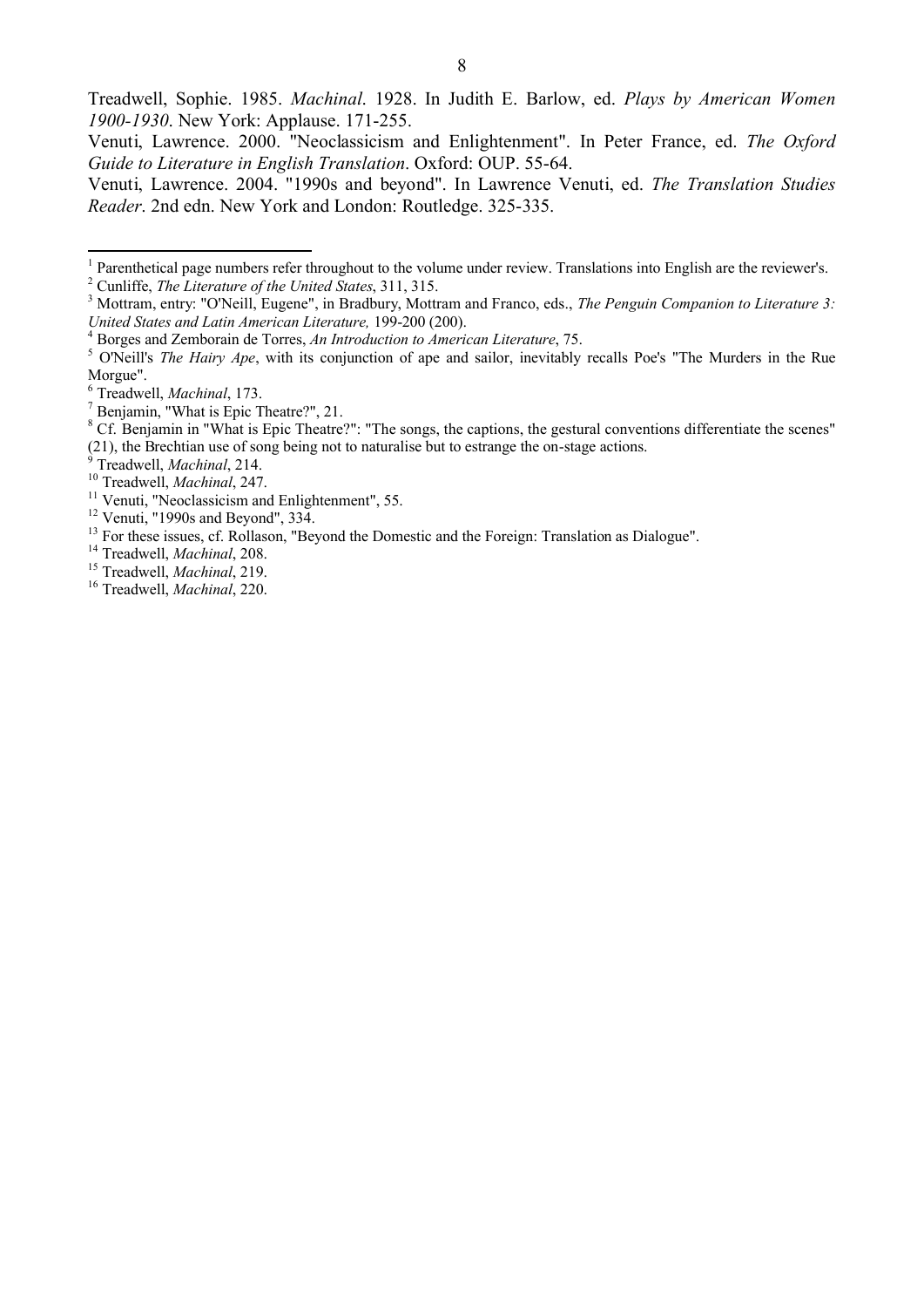Treadwell, Sophie. 1985. *Machinal*. 1928. In Judith E. Barlow, ed. *Plays by American Women 1900-1930*. New York: Applause. 171-255.

Venuti, Lawrence. 2000. "Neoclassicism and Enlightenment". In Peter France, ed. *The Oxford Guide to Literature in English Translation*. Oxford: OUP. 55-64.

Venuti, Lawrence. 2004. "1990s and beyond". In Lawrence Venuti, ed. *The Translation Studies Reader*. 2nd edn. New York and London: Routledge. 325-335.

---

[1] Parenthetical page numbers refer throughout to the volume under review. Translations into English are the reviewer's.

[2] Cunliffe, *The Literature of the United States*, 311, 315.

[3] Mottram, entry: "O'Neill, Eugene", in Bradbury, Mottram and Franco, eds., *The Penguin Companion to Literature 3: United States and Latin American Literature,* 199-200 (200).

[4] Borges and Zemborain de Torres, *An Introduction to American Literature*, 75.

[5] O'Neill's *The Hairy Ape*, with its conjunction of ape and sailor, inevitably recalls Poe's "The Murders in the Rue Morgue".

[6] Treadwell, *Machinal*, 173.

[7] Benjamin, "What is Epic Theatre?", 21.

[8] Cf. Benjamin in "What is Epic Theatre?": "The songs, the captions, the gestural conventions differentiate the scenes" (21), the Brechtian use of song being not to naturalise but to estrange the on-stage actions.

[9] Treadwell, *Machinal*, 214.

[10] Treadwell, *Machinal*, 247.

[11] Venuti, "Neoclassicism and Enlightenment", 55.

[12] Venuti, "1990s and Beyond", 334.

[13] For these issues, cf. Rollason, "Beyond the Domestic and the Foreign: Translation as Dialogue".

[14] Treadwell, *Machinal*, 208.

[15] Treadwell, *Machinal*, 219.

[16] Treadwell, *Machinal*, 220.